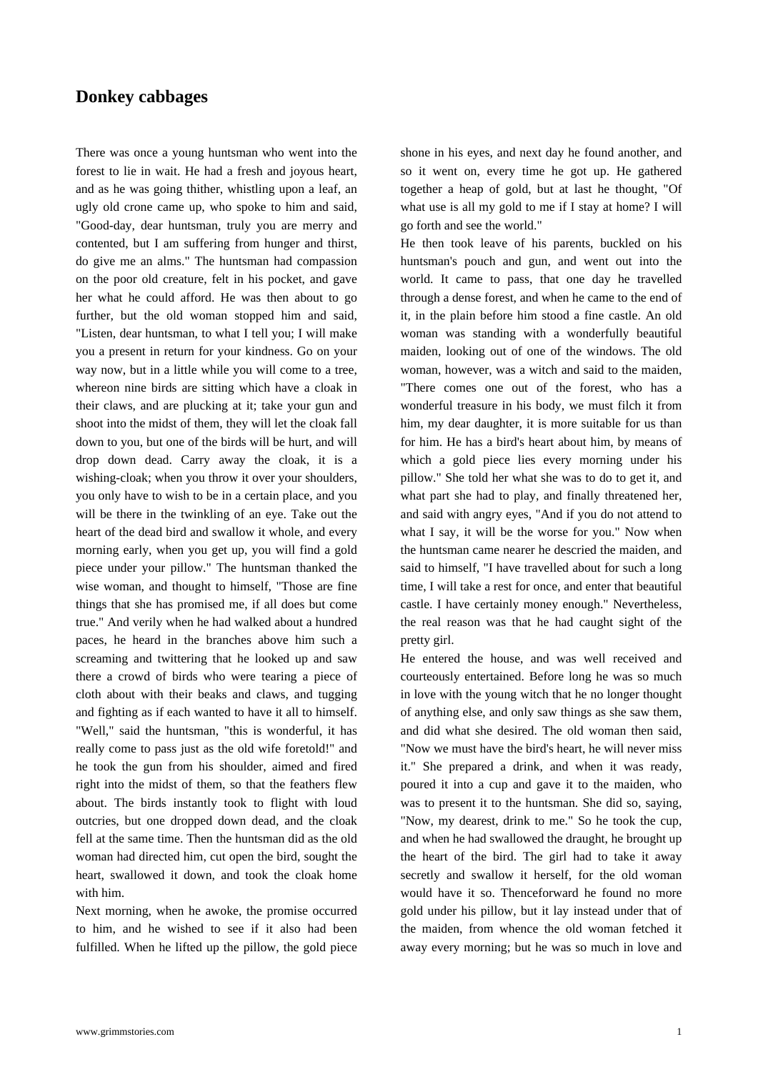# Donkey cabbages

There was once a young huntsman who went into the forest to lie in wait. He had a fresh and joyous heart, and as he was going thither, whistling upon a leaf, an ugly old crone came up, who spoke to him and said, "Good-day, dear huntsman, truly you are merry and contented, but I am suffering from hunger and thirst, do give me an alms." The huntsman had compassion on the poor old creature, felt in his pocket, and gave her what he could afford. He was then about to go further, but the old woman stopped him and said, "Listen, dear huntsman, to what I tell you; I will make you a present in return for your kindness. Go on your way now, but in a little while you will come to a tree, whereon nine birds are sitting which have a cloak in their claws, and are plucking at it; take your gun and shoot into the midst of them, they will let the cloak fall down to you, but one of the birds will be hurt, and will drop down dead. Carry away the cloak, it is a wishing-cloak; when you throw it over your shoulders, you only have to wish to be in a certain place, and you will be there in the twinkling of an eye. Take out the heart of the dead bird and swallow it whole, and every morning early, when you get up, you will find a gold piece under your pillow." The huntsman thanked the wise woman, and thought to himself, "Those are fine things that she has promised me, if all does but come true." And verily when he had walked about a hundred paces, he heard in the branches above him such a screaming and twittering that he looked up and saw there a crowd of birds who were tearing a piece of cloth about with their beaks and claws, and tugging and fighting as if each wanted to have it all to himself. "Well," said the huntsman, "this is wonderful, it has really come to pass just as the old wife foretold!" and he took the gun from his shoulder, aimed and fired right into the midst of them, so that the feathers flew about. The birds instantly took to flight with loud outcries, but one dropped down dead, and the cloak fell at the same time. Then the huntsman did as the old woman had directed him, cut open the bird, sought the heart, swallowed it down, and took the cloak home with him.

Next morning, when he awoke, the promise occurred to him, and he wished to see if it also had been fulfilled. When he lifted up the pillow, the gold piece shone in his eyes, and next day he found another, and so it went on, every time he got up. He gathered together a heap of gold, but at last he thought, "Of what use is all my gold to me if I stay at home? I will go forth and see the world."

He then took leave of his parents, buckled on his huntsman's pouch and gun, and went out into the world. It came to pass, that one day he travelled through a dense forest, and when he came to the end of it, in the plain before him stood a fine castle. An old woman was standing with a wonderfully beautiful maiden, looking out of one of the windows. The old woman, however, was a witch and said to the maiden, "There comes one out of the forest, who has a wonderful treasure in his body, we must filch it from him, my dear daughter, it is more suitable for us than for him. He has a bird's heart about him, by means of which a gold piece lies every morning under his pillow." She told her what she was to do to get it, and what part she had to play, and finally threatened her, and said with angry eyes, "And if you do not attend to what I say, it will be the worse for you." Now when the huntsman came nearer he descried the maiden, and said to himself, "I have travelled about for such a long time, I will take a rest for once, and enter that beautiful castle. I have certainly money enough." Nevertheless, the real reason was that he had caught sight of the pretty girl.

He entered the house, and was well received and courteously entertained. Before long he was so much in love with the young witch that he no longer thought of anything else, and only saw things as she saw them, and did what she desired. The old woman then said, "Now we must have the bird's heart, he will never miss it." She prepared a drink, and when it was ready, poured it into a cup and gave it to the maiden, who was to present it to the huntsman. She did so, saying, "Now, my dearest, drink to me." So he took the cup, and when he had swallowed the draught, he brought up the heart of the bird. The girl had to take it away secretly and swallow it herself, for the old woman would have it so. Thenceforward he found no more gold under his pillow, but it lay instead under that of the maiden, from whence the old woman fetched it away every morning; but he was so much in love and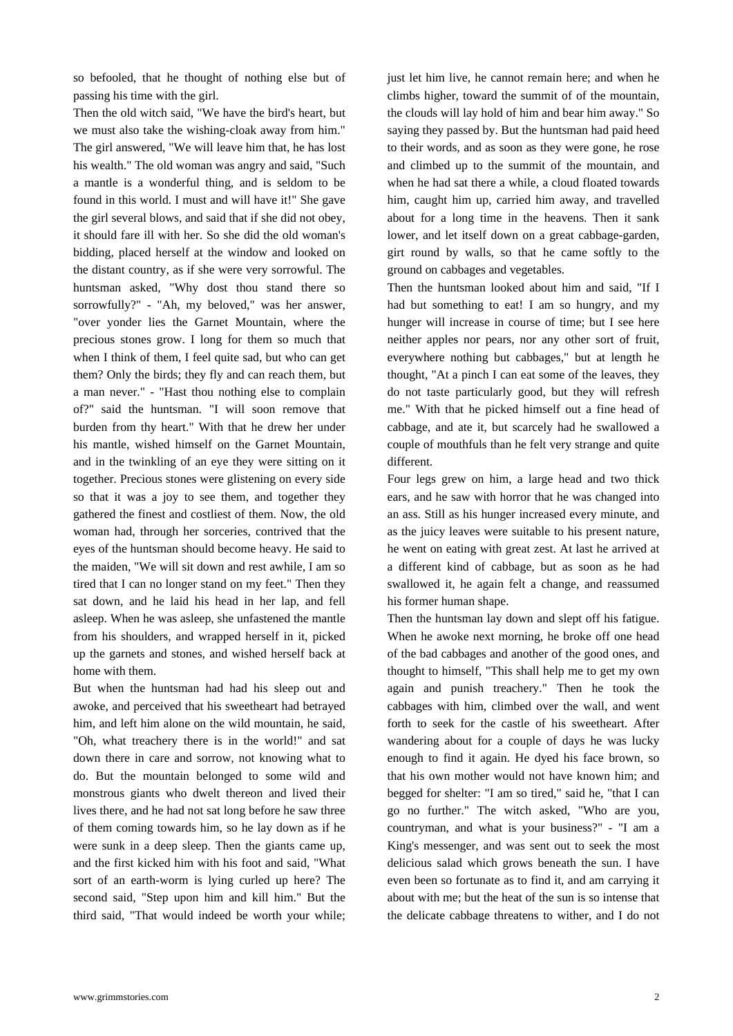so befooled, that he thought of nothing else but of passing his time with the girl.

Then the old witch said, "We have the bird's heart, but we must also take the wishing-cloak away from him." The girl answered, "We will leave him that, he has lost his wealth." The old woman was angry and said, "Such a mantle is a wonderful thing, and is seldom to be found in this world. I must and will have it!" She gave the girl several blows, and said that if she did not obey, it should fare ill with her. So she did the old woman's bidding, placed herself at the window and looked on the distant country, as if she were very sorrowful. The huntsman asked, "Why dost thou stand there so sorrowfully?" - "Ah, my beloved," was her answer, "over yonder lies the Garnet Mountain, where the precious stones grow. I long for them so much that when I think of them, I feel quite sad, but who can get them? Only the birds; they fly and can reach them, but a man never." - "Hast thou nothing else to complain of?" said the huntsman. "I will soon remove that burden from thy heart." With that he drew her under his mantle, wished himself on the Garnet Mountain, and in the twinkling of an eye they were sitting on it together. Precious stones were glistening on every side so that it was a joy to see them, and together they gathered the finest and costliest of them. Now, the old woman had, through her sorceries, contrived that the eyes of the huntsman should become heavy. He said to the maiden, "We will sit down and rest awhile, I am so tired that I can no longer stand on my feet." Then they sat down, and he laid his head in her lap, and fell asleep. When he was asleep, she unfastened the mantle from his shoulders, and wrapped herself in it, picked up the garnets and stones, and wished herself back at home with them.

But when the huntsman had had his sleep out and awoke, and perceived that his sweetheart had betrayed him, and left him alone on the wild mountain, he said, "Oh, what treachery there is in the world!" and sat down there in care and sorrow, not knowing what to do. But the mountain belonged to some wild and monstrous giants who dwelt thereon and lived their lives there, and he had not sat long before he saw three of them coming towards him, so he lay down as if he were sunk in a deep sleep. Then the giants came up, and the first kicked him with his foot and said, "What sort of an earth-worm is lying curled up here? The second said, "Step upon him and kill him." But the third said, "That would indeed be worth your while; just let him live, he cannot remain here; and when he climbs higher, toward the summit of of the mountain, the clouds will lay hold of him and bear him away." So saying they passed by. But the huntsman had paid heed to their words, and as soon as they were gone, he rose and climbed up to the summit of the mountain, and when he had sat there a while, a cloud floated towards him, caught him up, carried him away, and travelled about for a long time in the heavens. Then it sank lower, and let itself down on a great cabbage-garden, girt round by walls, so that he came softly to the ground on cabbages and vegetables.

Then the huntsman looked about him and said, "If I had but something to eat! I am so hungry, and my hunger will increase in course of time; but I see here neither apples nor pears, nor any other sort of fruit, everywhere nothing but cabbages," but at length he thought, "At a pinch I can eat some of the leaves, they do not taste particularly good, but they will refresh me." With that he picked himself out a fine head of cabbage, and ate it, but scarcely had he swallowed a couple of mouthfuls than he felt very strange and quite different.

Four legs grew on him, a large head and two thick ears, and he saw with horror that he was changed into an ass. Still as his hunger increased every minute, and as the juicy leaves were suitable to his present nature, he went on eating with great zest. At last he arrived at a different kind of cabbage, but as soon as he had swallowed it, he again felt a change, and reassumed his former human shape.

Then the huntsman lay down and slept off his fatigue. When he awoke next morning, he broke off one head of the bad cabbages and another of the good ones, and thought to himself, "This shall help me to get my own again and punish treachery." Then he took the cabbages with him, climbed over the wall, and went forth to seek for the castle of his sweetheart. After wandering about for a couple of days he was lucky enough to find it again. He dyed his face brown, so that his own mother would not have known him; and begged for shelter: "I am so tired," said he, "that I can go no further." The witch asked, "Who are you, countryman, and what is your business?" - "I am a King's messenger, and was sent out to seek the most delicious salad which grows beneath the sun. I have even been so fortunate as to find it, and am carrying it about with me; but the heat of the sun is so intense that the delicate cabbage threatens to wither, and I do not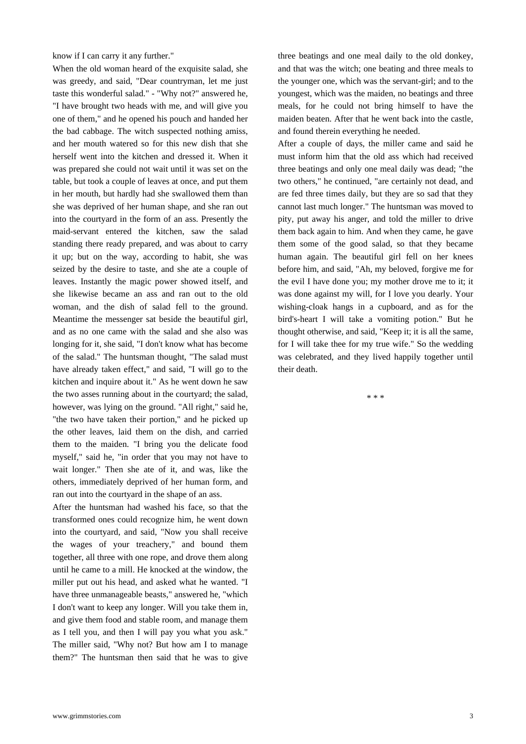know if I can carry it any further."

When the old woman heard of the exquisite salad, she was greedy, and said, "Dear countryman, let me just taste this wonderful salad." - "Why not?" answered he, "I have brought two heads with me, and will give you one of them," and he opened his pouch and handed her the bad cabbage. The witch suspected nothing amiss, and her mouth watered so for this new dish that she herself went into the kitchen and dressed it. When it was prepared she could not wait until it was set on the table, but took a couple of leaves at once, and put them in her mouth, but hardly had she swallowed them than she was deprived of her human shape, and she ran out into the courtyard in the form of an ass. Presently the maid-servant entered the kitchen, saw the salad standing there ready prepared, and was about to carry it up; but on the way, according to habit, she was seized by the desire to taste, and she ate a couple of leaves. Instantly the magic power showed itself, and she likewise became an ass and ran out to the old woman, and the dish of salad fell to the ground. Meantime the messenger sat beside the beautiful girl, and as no one came with the salad and she also was longing for it, she said, "I don't know what has become of the salad." The huntsman thought, "The salad must have already taken effect," and said, "I will go to the kitchen and inquire about it." As he went down he saw the two asses running about in the courtyard; the salad, however, was lying on the ground. "All right," said he, "the two have taken their portion," and he picked up the other leaves, laid them on the dish, and carried them to the maiden. "I bring you the delicate food myself," said he, "in order that you may not have to wait longer." Then she ate of it, and was, like the others, immediately deprived of her human form, and ran out into the courtyard in the shape of an ass.

After the huntsman had washed his face, so that the transformed ones could recognize him, he went down into the courtyard, and said, "Now you shall receive the wages of your treachery," and bound them together, all three with one rope, and drove them along until he came to a mill. He knocked at the window, the miller put out his head, and asked what he wanted. "I have three unmanageable beasts," answered he, "which I don't want to keep any longer. Will you take them in, and give them food and stable room, and manage them as I tell you, and then I will pay you what you ask." The miller said, "Why not? But how am I to manage them?" The huntsman then said that he was to give three beatings and one meal daily to the old donkey, and that was the witch; one beating and three meals to the younger one, which was the servant-girl; and to the youngest, which was the maiden, no beatings and three meals, for he could not bring himself to have the maiden beaten. After that he went back into the castle, and found therein everything he needed.

After a couple of days, the miller came and said he must inform him that the old ass which had received three beatings and only one meal daily was dead; "the two others," he continued, "are certainly not dead, and are fed three times daily, but they are so sad that they cannot last much longer." The huntsman was moved to pity, put away his anger, and told the miller to drive them back again to him. And when they came, he gave them some of the good salad, so that they became human again. The beautiful girl fell on her knees before him, and said, "Ah, my beloved, forgive me for the evil I have done you; my mother drove me to it; it was done against my will, for I love you dearly. Your wishing-cloak hangs in a cupboard, and as for the bird's-heart I will take a vomiting potion." But he thought otherwise, and said, "Keep it; it is all the same, for I will take thee for my true wife." So the wedding was celebrated, and they lived happily together until their death.

* * *